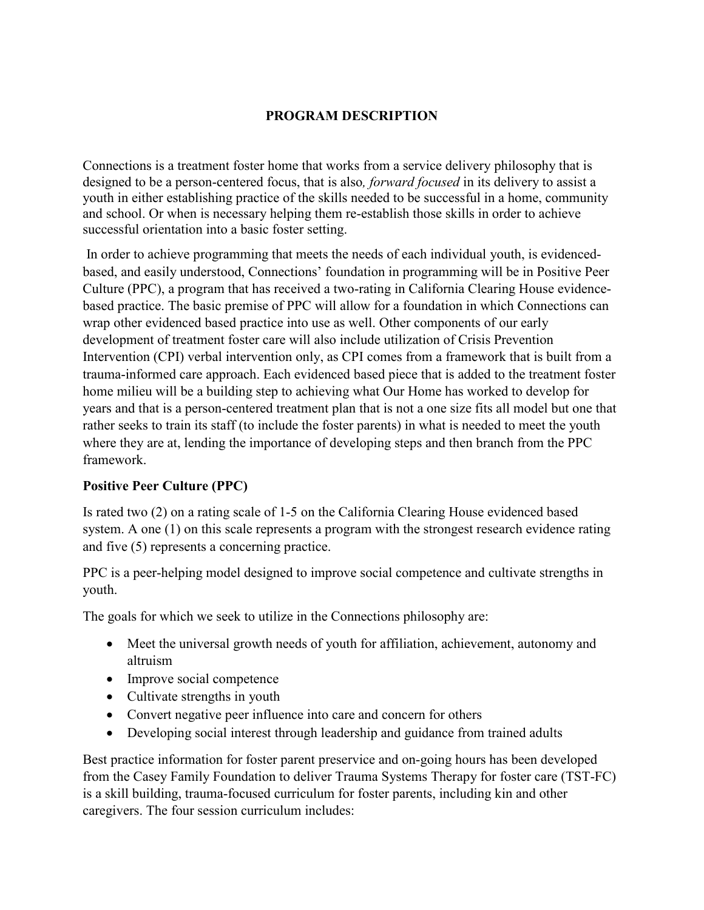# PROGRAM DESCRIPTION

Connections is a treatment foster home that works from a service delivery philosophy that is designed to be a person-centered focus, that is also*, forward focused* in its delivery to assist a youth in either establishing practice of the skills needed to be successful in a home, community and school. Or when is necessary helping them re-establish those skills in order to achieve successful orientation into a basic foster setting.

In order to achieve programming that meets the needs of each individual youth, is evidenced-based, and easily understood, Connections' foundation in programming will be in Positive Peer Culture (PPC), a program that has received a two-rating in California Clearing House evidence-based practice. The basic premise of PPC will allow for a foundation in which Connections can wrap other evidenced based practice into use as well. Other components of our early development of treatment foster care will also include utilization of Crisis Prevention Intervention (CPI) verbal intervention only, as CPI comes from a framework that is built from a trauma-informed care approach. Each evidenced based piece that is added to the treatment foster home milieu will be a building step to achieving what Our Home has worked to develop for years and that is a person-centered treatment plan that is not a one size fits all model but one that rather seeks to train its staff (to include the foster parents) in what is needed to meet the youth where they are at, lending the importance of developing steps and then branch from the PPC framework.

### Positive Peer Culture (PPC)

Is rated two (2) on a rating scale of 1-5 on the California Clearing House evidenced based system. A one (1) on this scale represents a program with the strongest research evidence rating and five (5) represents a concerning practice.

PPC is a peer-helping model designed to improve social competence and cultivate strengths in youth.

The goals for which we seek to utilize in the Connections philosophy are:

- Meet the universal growth needs of youth for affiliation, achievement, autonomy and altruism
- Improve social competence
- Cultivate strengths in youth
- Convert negative peer influence into care and concern for others
- Developing social interest through leadership and guidance from trained adults

Best practice information for foster parent preservice and on-going hours has been developed from the Casey Family Foundation to deliver Trauma Systems Therapy for foster care (TST-FC) is a skill building, trauma-focused curriculum for foster parents, including kin and other caregivers. The four session curriculum includes: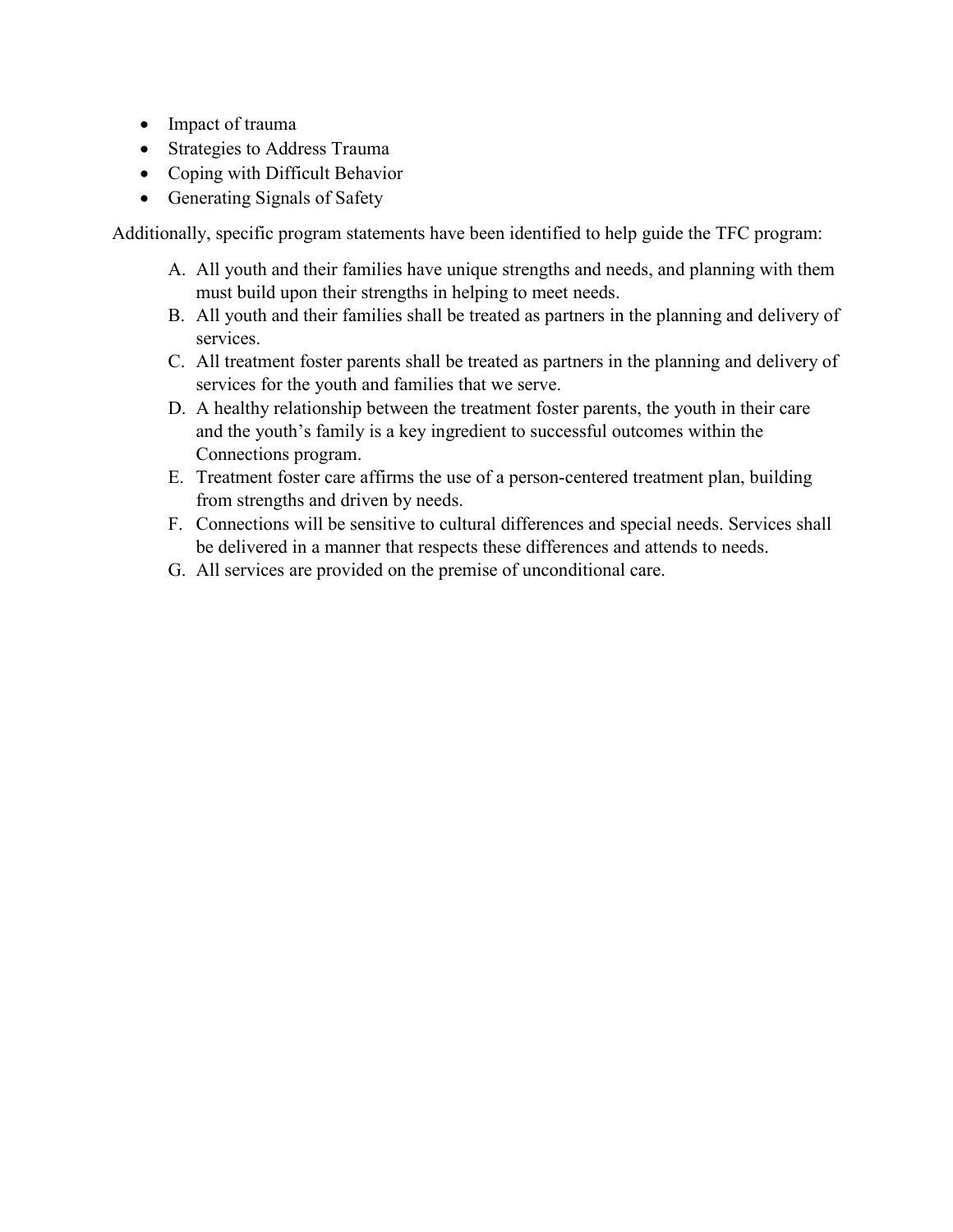- Impact of trauma
- Strategies to Address Trauma
- Coping with Difficult Behavior
- Generating Signals of Safety

Additionally, specific program statements have been identified to help guide the TFC program:

A. All youth and their families have unique strengths and needs, and planning with them must build upon their strengths in helping to meet needs.
B. All youth and their families shall be treated as partners in the planning and delivery of services.
C. All treatment foster parents shall be treated as partners in the planning and delivery of services for the youth and families that we serve.
D. A healthy relationship between the treatment foster parents, the youth in their care and the youth's family is a key ingredient to successful outcomes within the Connections program.
E. Treatment foster care affirms the use of a person-centered treatment plan, building from strengths and driven by needs.
F. Connections will be sensitive to cultural differences and special needs. Services shall be delivered in a manner that respects these differences and attends to needs.
G. All services are provided on the premise of unconditional care.